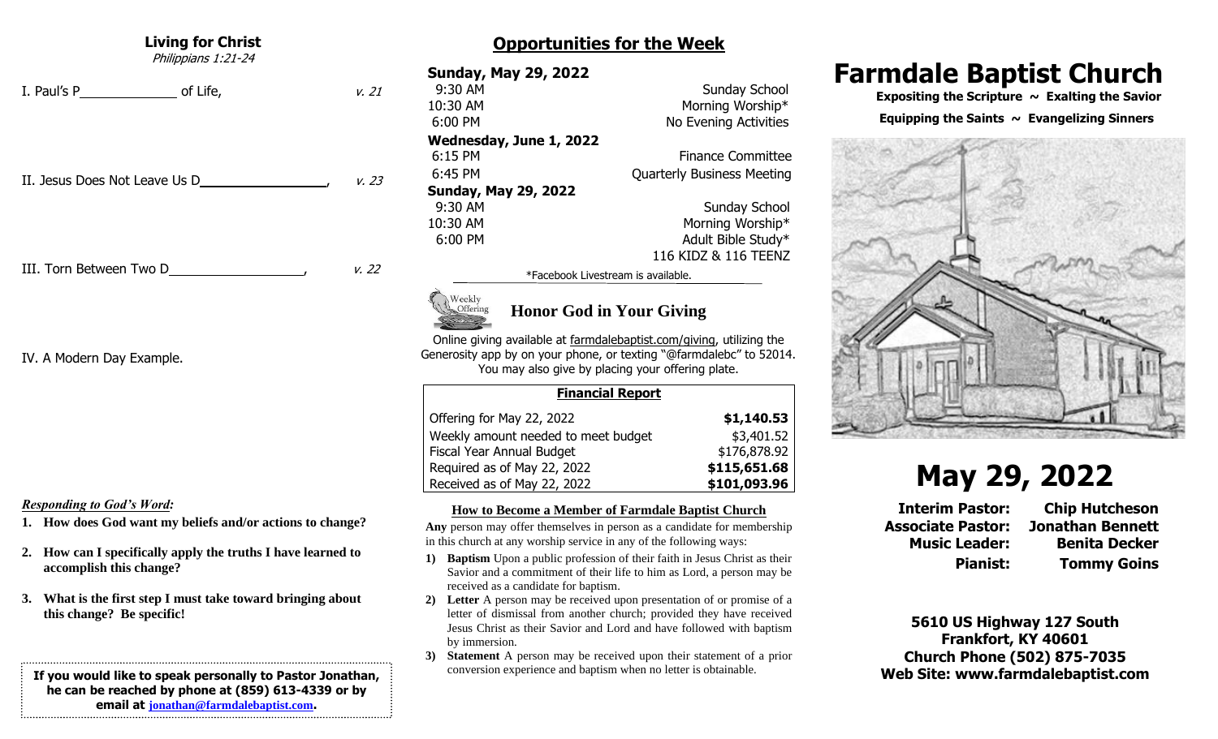## Living for Christ

*Philippians 1:21-24*

I. Paul's P\_\_\_\_\_\_\_\_\_\_\_\_\_ of Life, *v. 21*

II. Jesus Does Not Leave Us D\_\_\_\_\_\_\_\_\_\_\_\_\_\_\_\_\_, *v. 23*

III. Torn Between Two D\_\_\_\_\_\_\_\_\_\_\_\_\_\_\_\_\_\_, *v. 22*

IV. A Modern Day Example.

***Responding to God's Word:***

1. **How does God want my beliefs and/or actions to change?**
2. **How can I specifically apply the truths I have learned to accomplish this change?**
3. **What is the first step I must take toward bringing about this change? Be specific!**

**If you would like to speak personally to Pastor Jonathan, he can be reached by phone at (859) 613-4339 or by email at jonathan@farmdalebaptist.com.**

## Opportunities for the Week

**Sunday, May 29, 2022**

| | |
|---|---|
| 9:30 AM | Sunday School |
| 10:30 AM | Morning Worship* |
| 6:00 PM | No Evening Activities |

**Wednesday, June 1, 2022**

| | |
|---|---|
| 6:15 PM | Finance Committee |
| 6:45 PM | Quarterly Business Meeting |

**Sunday, May 29, 2022**

| | |
|---|---|
| 9:30 AM | Sunday School |
| 10:30 AM | Morning Worship* |
| 6:00 PM | Adult Bible Study* 116 KIDZ & 116 TEENZ |

*Facebook Livestream is available.

### Honor God in Your Giving

Online giving available at farmdalebaptist.com/giving, utilizing the Generosity app by on your phone, or texting "@farmdalebc" to 52014. You may also give by placing your offering plate.

| Financial Report | |
|---|---|
| Offering for May 22, 2022 | **$1,140.53** |
| Weekly amount needed to meet budget | $3,401.52 |
| Fiscal Year Annual Budget | $176,878.92 |
| Required as of May 22, 2022 | **$115,651.68** |
| Received as of May 22, 2022 | **$101,093.96** |

### How to Become a Member of Farmdale Baptist Church

**Any** person may offer themselves in person as a candidate for membership in this church at any worship service in any of the following ways:

1) **Baptism** Upon a public profession of their faith in Jesus Christ as their Savior and a commitment of their life to him as Lord, a person may be received as a candidate for baptism.
2) **Letter** A person may be received upon presentation of or promise of a letter of dismissal from another church; provided they have received Jesus Christ as their Savior and Lord and have followed with baptism by immersion.
3) **Statement** A person may be received upon their statement of a prior conversion experience and baptism when no letter is obtainable.

# Farmdale Baptist Church

**Expositing the Scripture ~ Exalting the Savior**

**Equipping the Saints ~ Evangelizing Sinners**

# May 29, 2022

| | |
|---|---|
| **Interim Pastor:** | **Chip Hutcheson** |
| **Associate Pastor:** | **Jonathan Bennett** |
| **Music Leader:** | **Benita Decker** |
| **Pianist:** | **Tommy Goins** |

**5610 US Highway 127 South**
**Frankfort, KY 40601**
**Church Phone (502) 875-7035**
**Web Site: www.farmdalebaptist.com**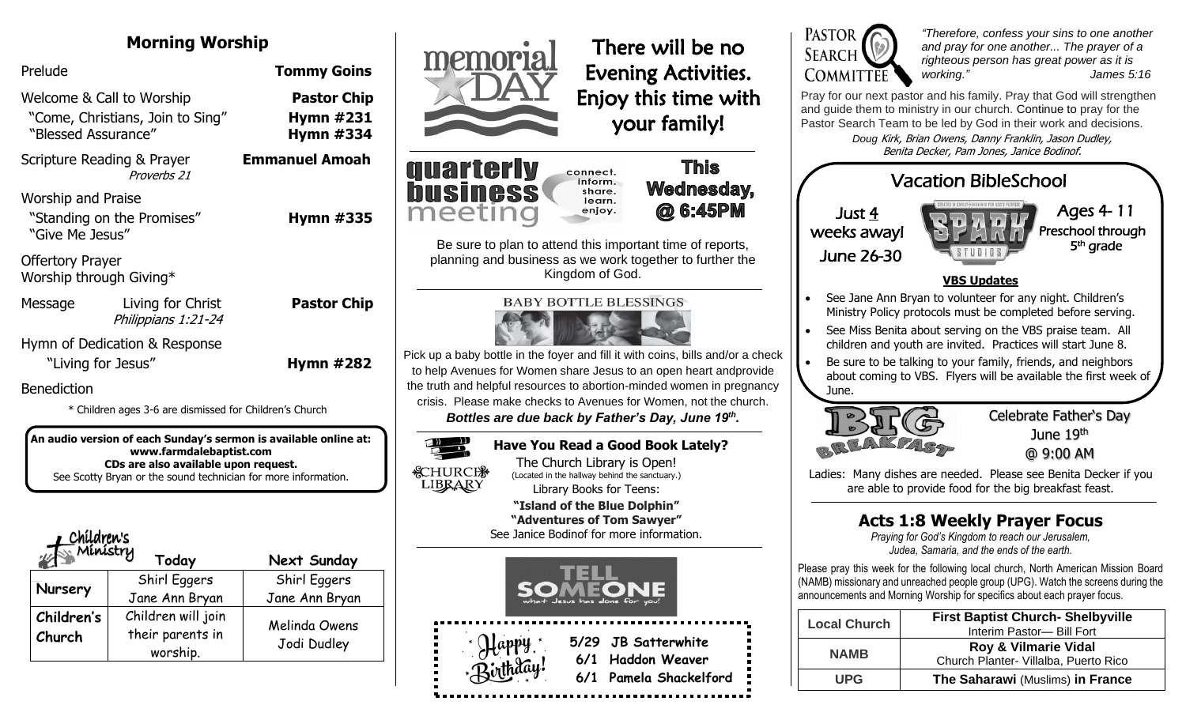## Morning Worship

| | | |
|---|---|---|
| Prelude | | **Tommy Goins** |
| Welcome & Call to Worship | | **Pastor Chip** |
| "Come, Christians, Join to Sing" | | **Hymn #231** |
| "Blessed Assurance" | | **Hymn #334** |
| Scripture Reading & Prayer | *Proverbs 21* | **Emmanuel Amoah** |
| Worship and Praise | | |
| "Standing on the Promises" | | **Hymn #335** |
| "Give Me Jesus" | | |
| Offertory Prayer | | |
| Worship through Giving* | | |
| Message | Living for Christ *Philippians 1:21-24* | **Pastor Chip** |
| Hymn of Dedication & Response | | |
| "Living for Jesus" | | **Hymn #282** |
| Benediction | | |

* Children ages 3-6 are dismissed for Children's Church

**An audio version of each Sunday's sermon is available online at:**
**www.farmdalebaptist.com**
**CDs are also available upon request.**
See Scotty Bryan or the sound technician for more information.

### Children's Ministry

| | Today | Next Sunday |
|---|---|---|
| Nursery | Shirl Eggers<br>Jane Ann Bryan | Shirl Eggers<br>Jane Ann Bryan |
| Children's Church | Children will join their parents in worship. | Melinda Owens<br>Jodi Dudley |

## Memorial Day

There will be no Evening Activities. Enjoy this time with your family!

## Quarterly Business Meeting

connect. inform. share. learn. enjoy.

**This Wednesday, @ 6:45PM**

Be sure to plan to attend this important time of reports, planning and business as we work together to further the Kingdom of God.

## BABY BOTTLE BLESSINGS

Pick up a baby bottle in the foyer and fill it with coins, bills and/or a check to help Avenues for Women share Jesus to an open heart andprovide the truth and helpful resources to abortion-minded women in pregnancy crisis. Please make checks to Avenues for Women, not the church.
***Bottles are due back by Father's Day, June 19th.***

### Have You Read a Good Book Lately?

CHURCH LIBRARY

The Church Library is Open!
(Located in the hallway behind the sanctuary.)
Library Books for Teens:
**"Island of the Blue Dolphin"**
**"Adventures of Tom Sawyer"**
See Janice Bodinof for more information.

**TELL SOMEONE** what Jesus has done for you!

### Happy Birthday!

**5/29 JB Satterwhite**
**6/1 Haddon Weaver**
**6/1 Pamela Shackelford**

## Pastor Search Committee

*"Therefore, confess your sins to one another and pray for one another... The prayer of a righteous person has great power as it is working."* *James 5:16*

Pray for our next pastor and his family. Pray that God will strengthen and guide them to ministry in our church. Continue to pray for the Pastor Search Team to be led by God in their work and decisions.

*Doug Kirk, Brian Owens, Danny Franklin, Jason Dudley, Benita Decker, Pam Jones, Janice Bodinof.*

## Vacation BibleSchool

Just 4 weeks away! June 26-30

SPARK STUDIOS

Ages 4- 11
Preschool through 5th grade

**VBS Updates**

- See Jane Ann Bryan to volunteer for any night. Children's Ministry Policy protocols must be completed before serving.
- See Miss Benita about serving on the VBS praise team. All children and youth are invited. Practices will start June 8.
- Be sure to be talking to your family, friends, and neighbors about coming to VBS. Flyers will be available the first week of June.

## BIG BREAKFAST

Celebrate Father's Day
June 19th
@ 9:00 AM

Ladies: Many dishes are needed. Please see Benita Decker if you are able to provide food for the big breakfast feast.

## Acts 1:8 Weekly Prayer Focus

*Praying for God's Kingdom to reach our Jerusalem, Judea, Samaria, and the ends of the earth.*

Please pray this week for the following local church, North American Mission Board (NAMB) missionary and unreached people group (UPG). Watch the screens during the announcements and Morning Worship for specifics about each prayer focus.

| | |
|---|---|
| Local Church | **First Baptist Church- Shelbyville**<br>Interim Pastor— Bill Fort |
| NAMB | **Roy & Vilmarie Vidal**<br>Church Planter- Villalba, Puerto Rico |
| UPG | **The Saharawi** (Muslims) **in France** |